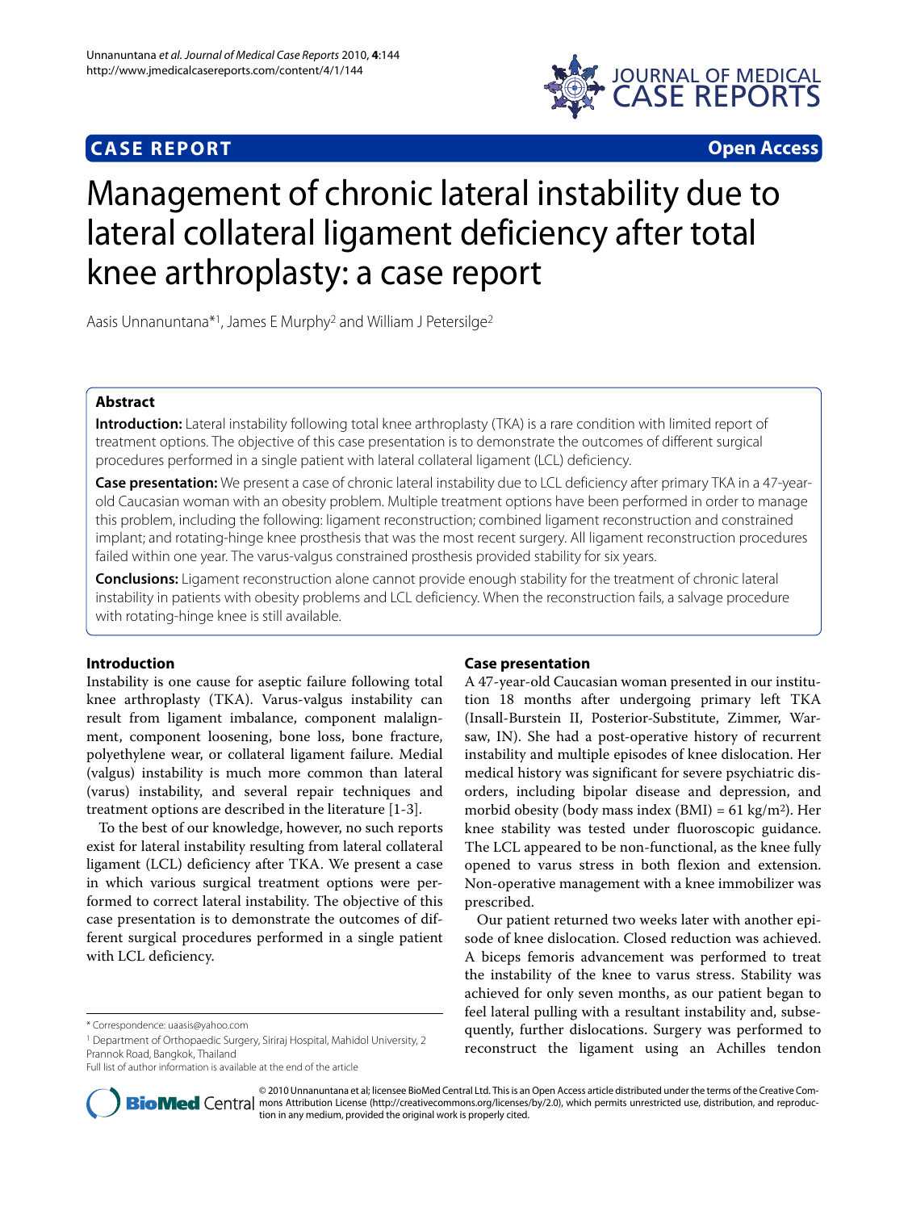**CASE REPORT** **Open Access**

# Management of chronic lateral instability due to lateral collateral ligament deficiency after total knee arthroplasty: a case report

Aasis Unnanuntana*[1], James E Murphy[2] and William J Petersilge[2]

## Abstract

**Introduction:** Lateral instability following total knee arthroplasty (TKA) is a rare condition with limited report of treatment options. The objective of this case presentation is to demonstrate the outcomes of different surgical procedures performed in a single patient with lateral collateral ligament (LCL) deficiency.

**Case presentation:** We present a case of chronic lateral instability due to LCL deficiency after primary TKA in a 47-year-old Caucasian woman with an obesity problem. Multiple treatment options have been performed in order to manage this problem, including the following: ligament reconstruction; combined ligament reconstruction and constrained implant; and rotating-hinge knee prosthesis that was the most recent surgery. All ligament reconstruction procedures failed within one year. The varus-valgus constrained prosthesis provided stability for six years.

**Conclusions:** Ligament reconstruction alone cannot provide enough stability for the treatment of chronic lateral instability in patients with obesity problems and LCL deficiency. When the reconstruction fails, a salvage procedure with rotating-hinge knee is still available.

## Introduction

Instability is one cause for aseptic failure following total knee arthroplasty (TKA). Varus-valgus instability can result from ligament imbalance, component malalignment, component loosening, bone loss, bone fracture, polyethylene wear, or collateral ligament failure. Medial (valgus) instability is much more common than lateral (varus) instability, and several repair techniques and treatment options are described in the literature [1-3].

To the best of our knowledge, however, no such reports exist for lateral instability resulting from lateral collateral ligament (LCL) deficiency after TKA. We present a case in which various surgical treatment options were performed to correct lateral instability. The objective of this case presentation is to demonstrate the outcomes of different surgical procedures performed in a single patient with LCL deficiency.

## Case presentation

A 47-year-old Caucasian woman presented in our institution 18 months after undergoing primary left TKA (Insall-Burstein II, Posterior-Substitute, Zimmer, Warsaw, IN). She had a post-operative history of recurrent instability and multiple episodes of knee dislocation. Her medical history was significant for severe psychiatric disorders, including bipolar disease and depression, and morbid obesity (body mass index (BMI) = 61 kg/m$^2$). Her knee stability was tested under fluoroscopic guidance. The LCL appeared to be non-functional, as the knee fully opened to varus stress in both flexion and extension. Non-operative management with a knee immobilizer was prescribed.

Our patient returned two weeks later with another episode of knee dislocation. Closed reduction was achieved. A biceps femoris advancement was performed to treat the instability of the knee to varus stress. Stability was achieved for only seven months, as our patient began to feel lateral pulling with a resultant instability and, subsequently, further dislocations. Surgery was performed to reconstruct the ligament using an Achilles tendon

\* Correspondence: uaasis@yahoo.com

[1] Department of Orthopaedic Surgery, Siriraj Hospital, Mahidol University, 2 Prannok Road, Bangkok, Thailand

Full list of author information is available at the end of the article

© 2010 Unnanuntana et al; licensee BioMed Central Ltd. This is an Open Access article distributed under the terms of the Creative Commons Attribution License (http://creativecommons.org/licenses/by/2.0), which permits unrestricted use, distribution, and reproduction in any medium, provided the original work is properly cited.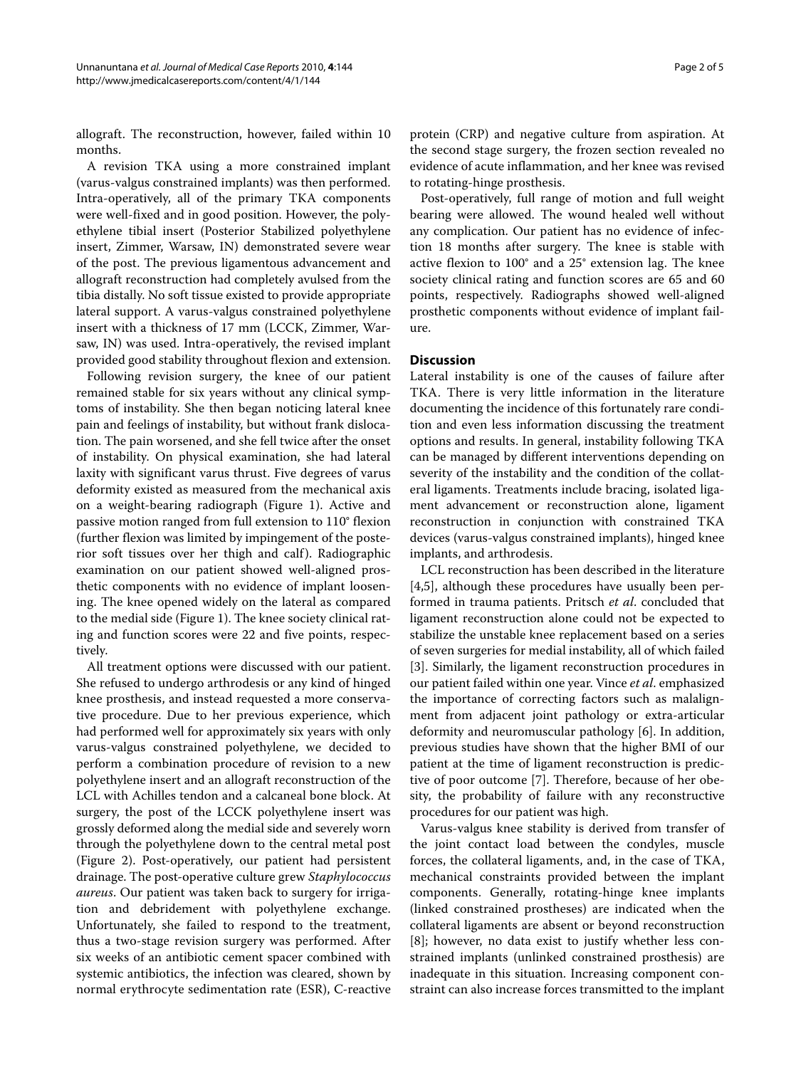allograft. The reconstruction, however, failed within 10 months.

A revision TKA using a more constrained implant (varus-valgus constrained implants) was then performed. Intra-operatively, all of the primary TKA components were well-fixed and in good position. However, the polyethylene tibial insert (Posterior Stabilized polyethylene insert, Zimmer, Warsaw, IN) demonstrated severe wear of the post. The previous ligamentous advancement and allograft reconstruction had completely avulsed from the tibia distally. No soft tissue existed to provide appropriate lateral support. A varus-valgus constrained polyethylene insert with a thickness of 17 mm (LCCK, Zimmer, Warsaw, IN) was used. Intra-operatively, the revised implant provided good stability throughout flexion and extension.

Following revision surgery, the knee of our patient remained stable for six years without any clinical symptoms of instability. She then began noticing lateral knee pain and feelings of instability, but without frank dislocation. The pain worsened, and she fell twice after the onset of instability. On physical examination, she had lateral laxity with significant varus thrust. Five degrees of varus deformity existed as measured from the mechanical axis on a weight-bearing radiograph (Figure 1). Active and passive motion ranged from full extension to 110° flexion (further flexion was limited by impingement of the posterior soft tissues over her thigh and calf). Radiographic examination on our patient showed well-aligned prosthetic components with no evidence of implant loosening. The knee opened widely on the lateral as compared to the medial side (Figure 1). The knee society clinical rating and function scores were 22 and five points, respectively.

All treatment options were discussed with our patient. She refused to undergo arthrodesis or any kind of hinged knee prosthesis, and instead requested a more conservative procedure. Due to her previous experience, which had performed well for approximately six years with only varus-valgus constrained polyethylene, we decided to perform a combination procedure of revision to a new polyethylene insert and an allograft reconstruction of the LCL with Achilles tendon and a calcaneal bone block. At surgery, the post of the LCCK polyethylene insert was grossly deformed along the medial side and severely worn through the polyethylene down to the central metal post (Figure 2). Post-operatively, our patient had persistent drainage. The post-operative culture grew *Staphylococcus aureus*. Our patient was taken back to surgery for irrigation and debridement with polyethylene exchange. Unfortunately, she failed to respond to the treatment, thus a two-stage revision surgery was performed. After six weeks of an antibiotic cement spacer combined with systemic antibiotics, the infection was cleared, shown by normal erythrocyte sedimentation rate (ESR), C-reactive protein (CRP) and negative culture from aspiration. At the second stage surgery, the frozen section revealed no evidence of acute inflammation, and her knee was revised to rotating-hinge prosthesis.

Post-operatively, full range of motion and full weight bearing were allowed. The wound healed well without any complication. Our patient has no evidence of infection 18 months after surgery. The knee is stable with active flexion to 100° and a 25° extension lag. The knee society clinical rating and function scores are 65 and 60 points, respectively. Radiographs showed well-aligned prosthetic components without evidence of implant failure.

## Discussion

Lateral instability is one of the causes of failure after TKA. There is very little information in the literature documenting the incidence of this fortunately rare condition and even less information discussing the treatment options and results. In general, instability following TKA can be managed by different interventions depending on severity of the instability and the condition of the collateral ligaments. Treatments include bracing, isolated ligament advancement or reconstruction alone, ligament reconstruction in conjunction with constrained TKA devices (varus-valgus constrained implants), hinged knee implants, and arthrodesis.

LCL reconstruction has been described in the literature [4,5], although these procedures have usually been performed in trauma patients. Pritsch *et al*. concluded that ligament reconstruction alone could not be expected to stabilize the unstable knee replacement based on a series of seven surgeries for medial instability, all of which failed [3]. Similarly, the ligament reconstruction procedures in our patient failed within one year. Vince *et al*. emphasized the importance of correcting factors such as malalignment from adjacent joint pathology or extra-articular deformity and neuromuscular pathology [6]. In addition, previous studies have shown that the higher BMI of our patient at the time of ligament reconstruction is predictive of poor outcome [7]. Therefore, because of her obesity, the probability of failure with any reconstructive procedures for our patient was high.

Varus-valgus knee stability is derived from transfer of the joint contact load between the condyles, muscle forces, the collateral ligaments, and, in the case of TKA, mechanical constraints provided between the implant components. Generally, rotating-hinge knee implants (linked constrained prostheses) are indicated when the collateral ligaments are absent or beyond reconstruction [8]; however, no data exist to justify whether less constrained implants (unlinked constrained prosthesis) are inadequate in this situation. Increasing component constraint can also increase forces transmitted to the implant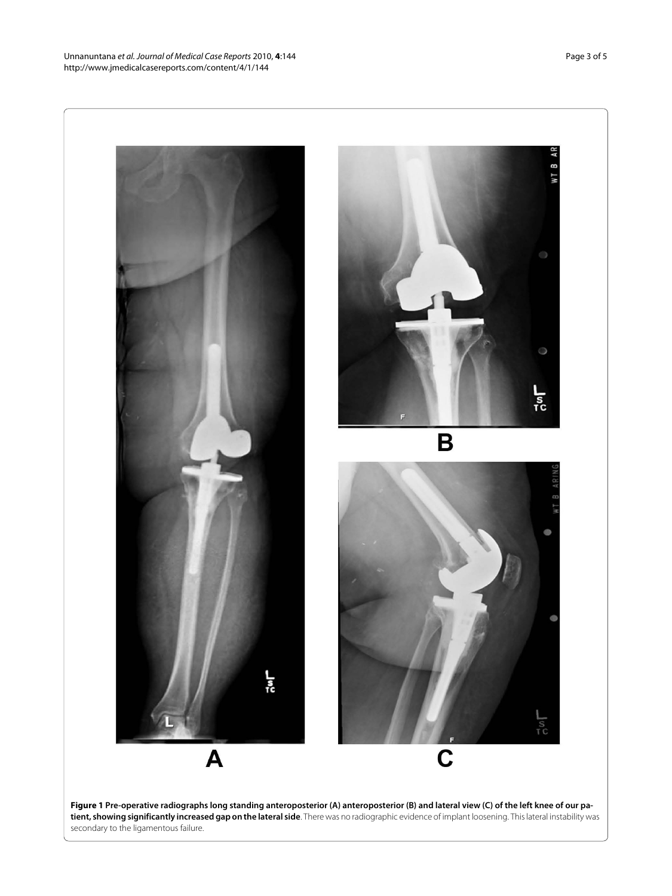**Figure 1 Pre-operative radiographs long standing anteroposterior (A) anteroposterior (B) and lateral view (C) of the left knee of our patient, showing significantly increased gap on the lateral side**. There was no radiographic evidence of implant loosening. This lateral instability was secondary to the ligamentous failure.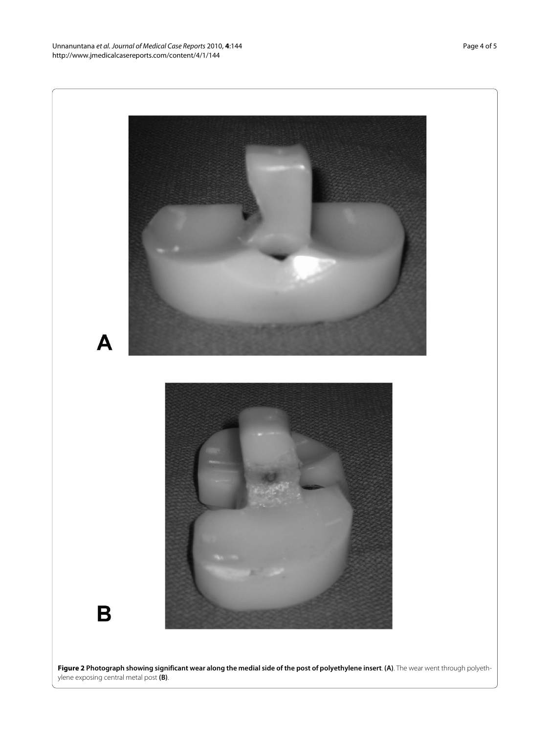A

B

**Figure 2 Photograph showing significant wear along the medial side of the post of polyethylene insert**. **(A)**. The wear went through polyethylene exposing central metal post **(B)**.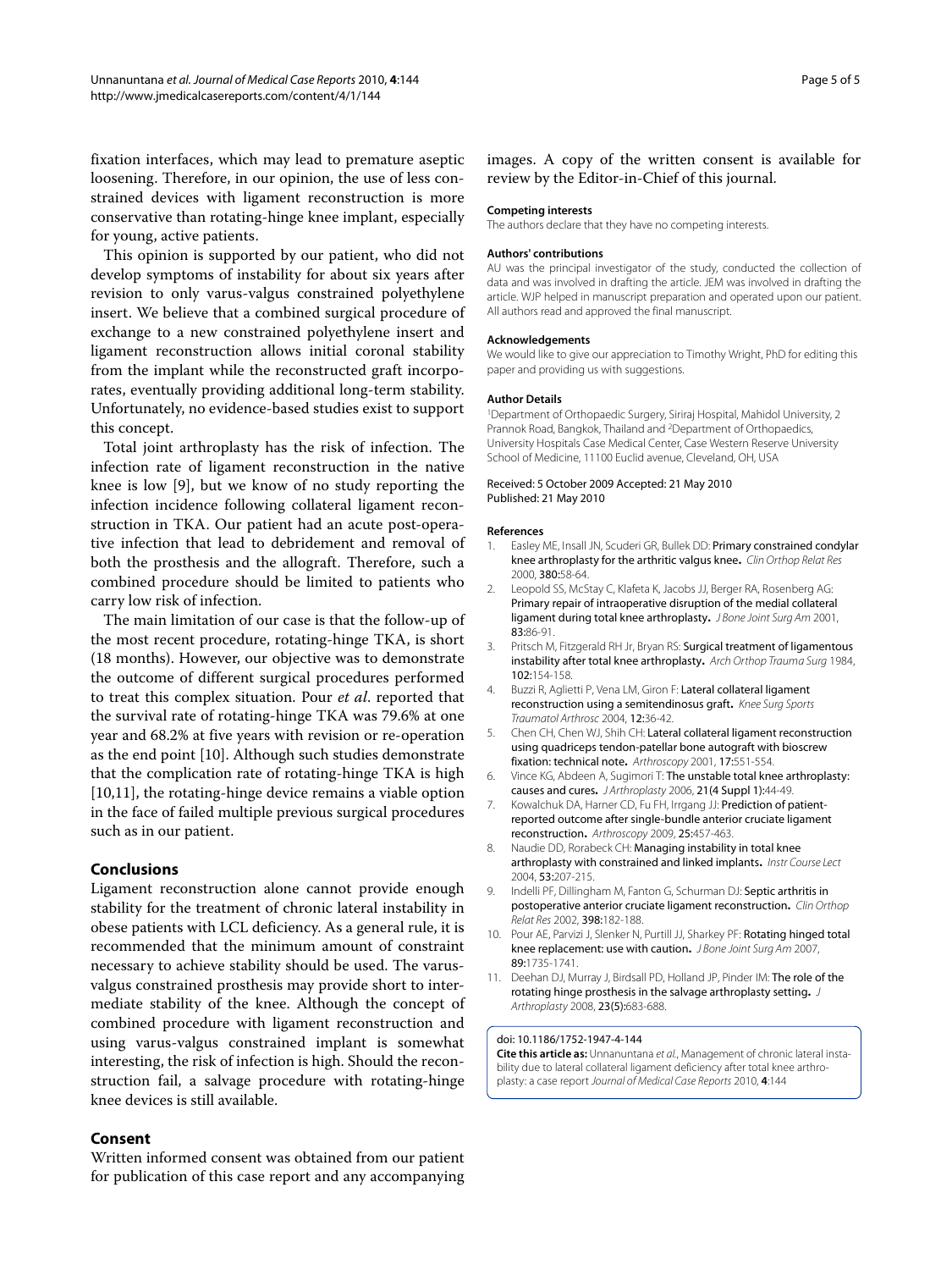fixation interfaces, which may lead to premature aseptic loosening. Therefore, in our opinion, the use of less constrained devices with ligament reconstruction is more conservative than rotating-hinge knee implant, especially for young, active patients.

This opinion is supported by our patient, who did not develop symptoms of instability for about six years after revision to only varus-valgus constrained polyethylene insert. We believe that a combined surgical procedure of exchange to a new constrained polyethylene insert and ligament reconstruction allows initial coronal stability from the implant while the reconstructed graft incorporates, eventually providing additional long-term stability. Unfortunately, no evidence-based studies exist to support this concept.

Total joint arthroplasty has the risk of infection. The infection rate of ligament reconstruction in the native knee is low [9], but we know of no study reporting the infection incidence following collateral ligament reconstruction in TKA. Our patient had an acute post-operative infection that lead to debridement and removal of both the prosthesis and the allograft. Therefore, such a combined procedure should be limited to patients who carry low risk of infection.

The main limitation of our case is that the follow-up of the most recent procedure, rotating-hinge TKA, is short (18 months). However, our objective was to demonstrate the outcome of different surgical procedures performed to treat this complex situation. Pour *et al.* reported that the survival rate of rotating-hinge TKA was 79.6% at one year and 68.2% at five years with revision or re-operation as the end point [10]. Although such studies demonstrate that the complication rate of rotating-hinge TKA is high [10,11], the rotating-hinge device remains a viable option in the face of failed multiple previous surgical procedures such as in our patient.

## Conclusions

Ligament reconstruction alone cannot provide enough stability for the treatment of chronic lateral instability in obese patients with LCL deficiency. As a general rule, it is recommended that the minimum amount of constraint necessary to achieve stability should be used. The varus-valgus constrained prosthesis may provide short to intermediate stability of the knee. Although the concept of combined procedure with ligament reconstruction and using varus-valgus constrained implant is somewhat interesting, the risk of infection is high. Should the reconstruction fail, a salvage procedure with rotating-hinge knee devices is still available.

## Consent

Written informed consent was obtained from our patient for publication of this case report and any accompanying images. A copy of the written consent is available for review by the Editor-in-Chief of this journal.

#### Competing interests

The authors declare that they have no competing interests.

#### Authors' contributions

AU was the principal investigator of the study, conducted the collection of data and was involved in drafting the article. JEM was involved in drafting the article. WJP helped in manuscript preparation and operated upon our patient. All authors read and approved the final manuscript.

#### Acknowledgements

We would like to give our appreciation to Timothy Wright, PhD for editing this paper and providing us with suggestions.

#### Author Details

[1]Department of Orthopaedic Surgery, Siriraj Hospital, Mahidol University, 2 Prannok Road, Bangkok, Thailand and [2]Department of Orthopaedics, University Hospitals Case Medical Center, Case Western Reserve University School of Medicine, 11100 Euclid avenue, Cleveland, OH, USA

Received: 5 October 2009 Accepted: 21 May 2010
Published: 21 May 2010

#### References

1. Easley ME, Insall JN, Scuderi GR, Bullek DD: **Primary constrained condylar knee arthroplasty for the arthritic valgus knee.** *Clin Orthop Relat Res* 2000, **380:**58-64.
2. Leopold SS, McStay C, Klafeta K, Jacobs JJ, Berger RA, Rosenberg AG: **Primary repair of intraoperative disruption of the medial collateral ligament during total knee arthroplasty.** *J Bone Joint Surg Am* 2001, **83:**86-91.
3. Pritsch M, Fitzgerald RH Jr, Bryan RS: **Surgical treatment of ligamentous instability after total knee arthroplasty.** *Arch Orthop Trauma Surg* 1984, **102:**154-158.
4. Buzzi R, Aglietti P, Vena LM, Giron F: **Lateral collateral ligament reconstruction using a semitendinosus graft.** *Knee Surg Sports Traumatol Arthrosc* 2004, **12:**36-42.
5. Chen CH, Chen WJ, Shih CH: **Lateral collateral ligament reconstruction using quadriceps tendon-patellar bone autograft with bioscrew fixation: technical note.** *Arthroscopy* 2001, **17:**551-554.
6. Vince KG, Abdeen A, Sugimori T: **The unstable total knee arthroplasty: causes and cures.** *J Arthroplasty* 2006, **21(4 Suppl 1):**44-49.
7. Kowalchuk DA, Harner CD, Fu FH, Irrgang JJ: **Prediction of patient-reported outcome after single-bundle anterior cruciate ligament reconstruction.** *Arthroscopy* 2009, **25:**457-463.
8. Naudie DD, Rorabeck CH: **Managing instability in total knee arthroplasty with constrained and linked implants.** *Instr Course Lect* 2004, **53:**207-215.
9. Indelli PF, Dillingham M, Fanton G, Schurman DJ: **Septic arthritis in postoperative anterior cruciate ligament reconstruction.** *Clin Orthop Relat Res* 2002, **398:**182-188.
10. Pour AE, Parvizi J, Slenker N, Purtill JJ, Sharkey PF: **Rotating hinged total knee replacement: use with caution.** *J Bone Joint Surg Am* 2007, **89:**1735-1741.
11. Deehan DJ, Murray J, Birdsall PD, Holland JP, Pinder IM: **The role of the rotating hinge prosthesis in the salvage arthroplasty setting.** *J Arthroplasty* 2008, **23(5):**683-688.

doi: 10.1186/1752-1947-4-144
**Cite this article as:** Unnanuntana *et al.*, Management of chronic lateral instability due to lateral collateral ligament deficiency after total knee arthroplasty: a case report *Journal of Medical Case Reports* 2010, **4**:144